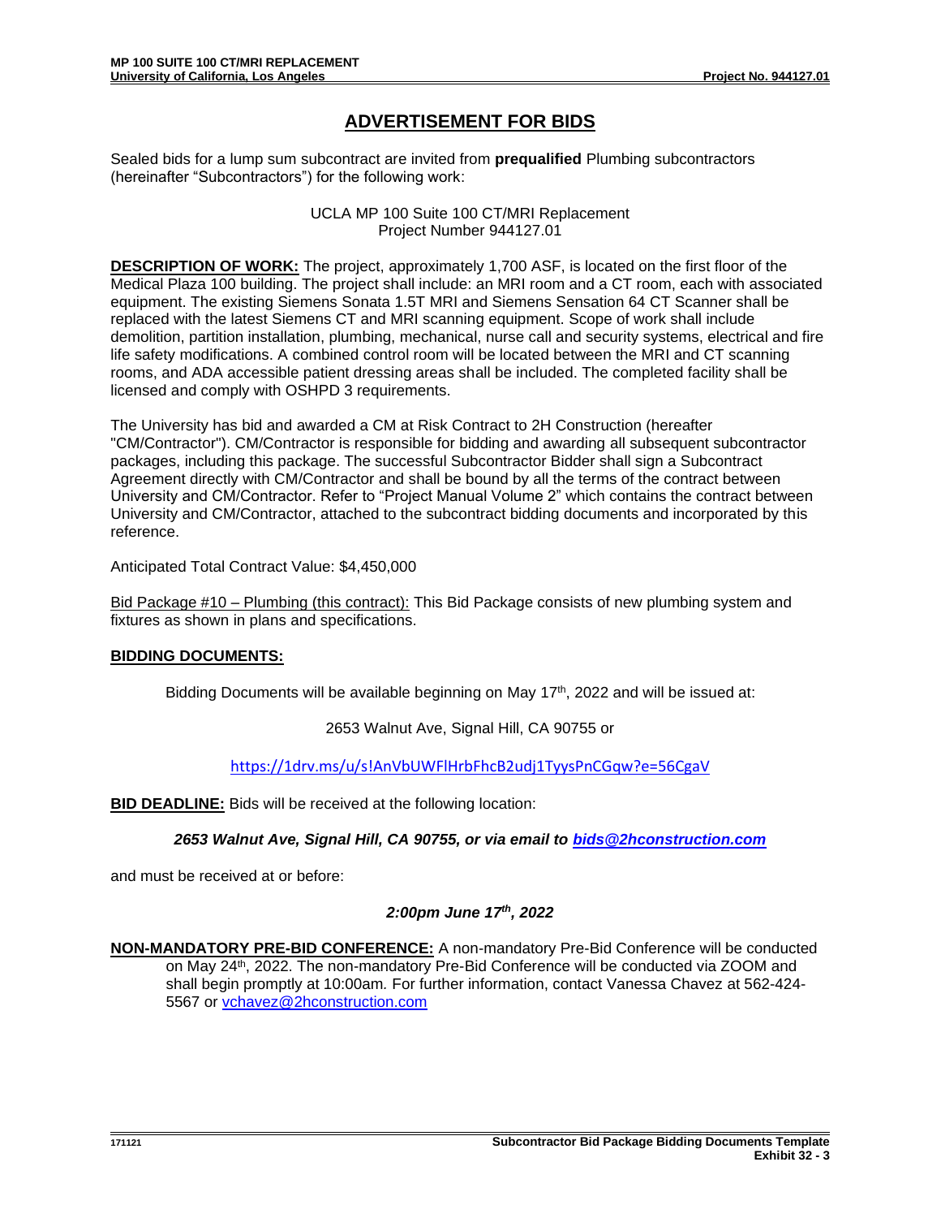# ADVERTISEMENT FOR BIDS

Sealed bids for a lump sum subcontract are invited from **prequalified** Plumbing subcontractors (hereinafter "Subcontractors") for the following work:

UCLA MP 100 Suite 100 CT/MRI Replacement
Project Number 944127.01

**DESCRIPTION OF WORK:** The project, approximately 1,700 ASF, is located on the first floor of the Medical Plaza 100 building. The project shall include: an MRI room and a CT room, each with associated equipment. The existing Siemens Sonata 1.5T MRI and Siemens Sensation 64 CT Scanner shall be replaced with the latest Siemens CT and MRI scanning equipment. Scope of work shall include demolition, partition installation, plumbing, mechanical, nurse call and security systems, electrical and fire life safety modifications. A combined control room will be located between the MRI and CT scanning rooms, and ADA accessible patient dressing areas shall be included. The completed facility shall be licensed and comply with OSHPD 3 requirements.

The University has bid and awarded a CM at Risk Contract to 2H Construction (hereafter "CM/Contractor"). CM/Contractor is responsible for bidding and awarding all subsequent subcontractor packages, including this package. The successful Subcontractor Bidder shall sign a Subcontract Agreement directly with CM/Contractor and shall be bound by all the terms of the contract between University and CM/Contractor. Refer to "Project Manual Volume 2" which contains the contract between University and CM/Contractor, attached to the subcontract bidding documents and incorporated by this reference.

Anticipated Total Contract Value: $4,450,000

Bid Package #10 – Plumbing (this contract): This Bid Package consists of new plumbing system and fixtures as shown in plans and specifications.

**BIDDING DOCUMENTS:**

Bidding Documents will be available beginning on May 17th, 2022 and will be issued at:

2653 Walnut Ave, Signal Hill, CA 90755 or

https://1drv.ms/u/s!AnVbUWFlHrbFhcB2udj1TyysPnCGqw?e=56CgaV

**BID DEADLINE:** Bids will be received at the following location:

***2653 Walnut Ave, Signal Hill, CA 90755, or via email to bids@2hconstruction.com***

and must be received at or before:

***2:00pm June 17th, 2022***

**NON-MANDATORY PRE-BID CONFERENCE:** A non-mandatory Pre-Bid Conference will be conducted on May 24th, 2022. The non-mandatory Pre-Bid Conference will be conducted via ZOOM and shall begin promptly at 10:00am. For further information, contact Vanessa Chavez at 562-424-5567 or vchavez@2hconstruction.com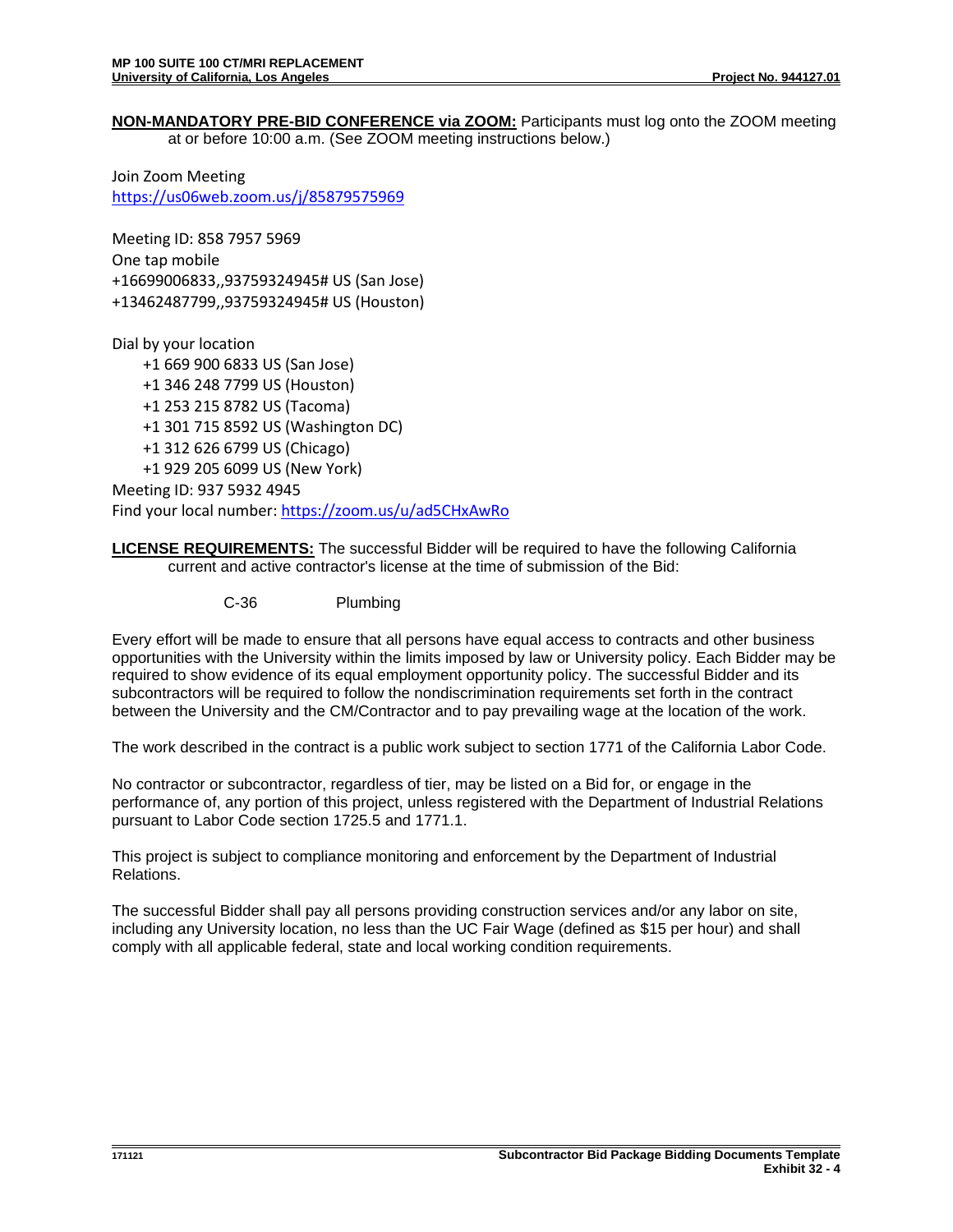**NON-MANDATORY PRE-BID CONFERENCE via ZOOM:** Participants must log onto the ZOOM meeting at or before 10:00 a.m. (See ZOOM meeting instructions below.)

Join Zoom Meeting
https://us06web.zoom.us/j/85879575969

Meeting ID: 858 7957 5969
One tap mobile
+16699006833,,93759324945# US (San Jose)
+13462487799,,93759324945# US (Houston)

Dial by your location
+1 669 900 6833 US (San Jose)
+1 346 248 7799 US (Houston)
+1 253 215 8782 US (Tacoma)
+1 301 715 8592 US (Washington DC)
+1 312 626 6799 US (Chicago)
+1 929 205 6099 US (New York)
Meeting ID: 937 5932 4945
Find your local number: https://zoom.us/u/ad5CHxAwRo

**LICENSE REQUIREMENTS:** The successful Bidder will be required to have the following California current and active contractor's license at the time of submission of the Bid:

C-36 Plumbing

Every effort will be made to ensure that all persons have equal access to contracts and other business opportunities with the University within the limits imposed by law or University policy. Each Bidder may be required to show evidence of its equal employment opportunity policy. The successful Bidder and its subcontractors will be required to follow the nondiscrimination requirements set forth in the contract between the University and the CM/Contractor and to pay prevailing wage at the location of the work.

The work described in the contract is a public work subject to section 1771 of the California Labor Code.

No contractor or subcontractor, regardless of tier, may be listed on a Bid for, or engage in the performance of, any portion of this project, unless registered with the Department of Industrial Relations pursuant to Labor Code section 1725.5 and 1771.1.

This project is subject to compliance monitoring and enforcement by the Department of Industrial Relations.

The successful Bidder shall pay all persons providing construction services and/or any labor on site, including any University location, no less than the UC Fair Wage (defined as $15 per hour) and shall comply with all applicable federal, state and local working condition requirements.